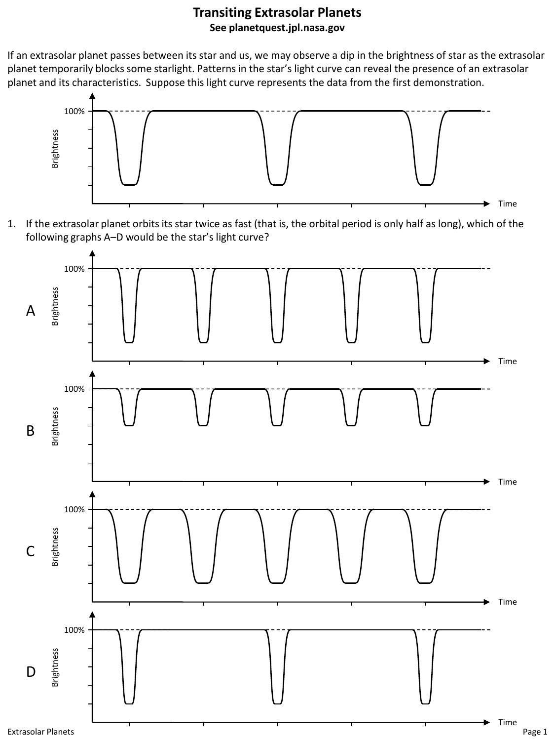# Transiting Extrasolar Planets

**See planetquest.jpl.nasa.gov**

If an extrasolar planet passes between its star and us, we may observe a dip in the brightness of star as the extrasolar planet temporarily blocks some starlight. Patterns in the star's light curve can reveal the presence of an extrasolar planet and its characteristics. Suppose this light curve represents the data from the first demonstration.

1. If the extrasolar planet orbits its star twice as fast (that is, the orbital period is only half as long), which of the following graphs A–D would be the star's light curve?

A

B

C

D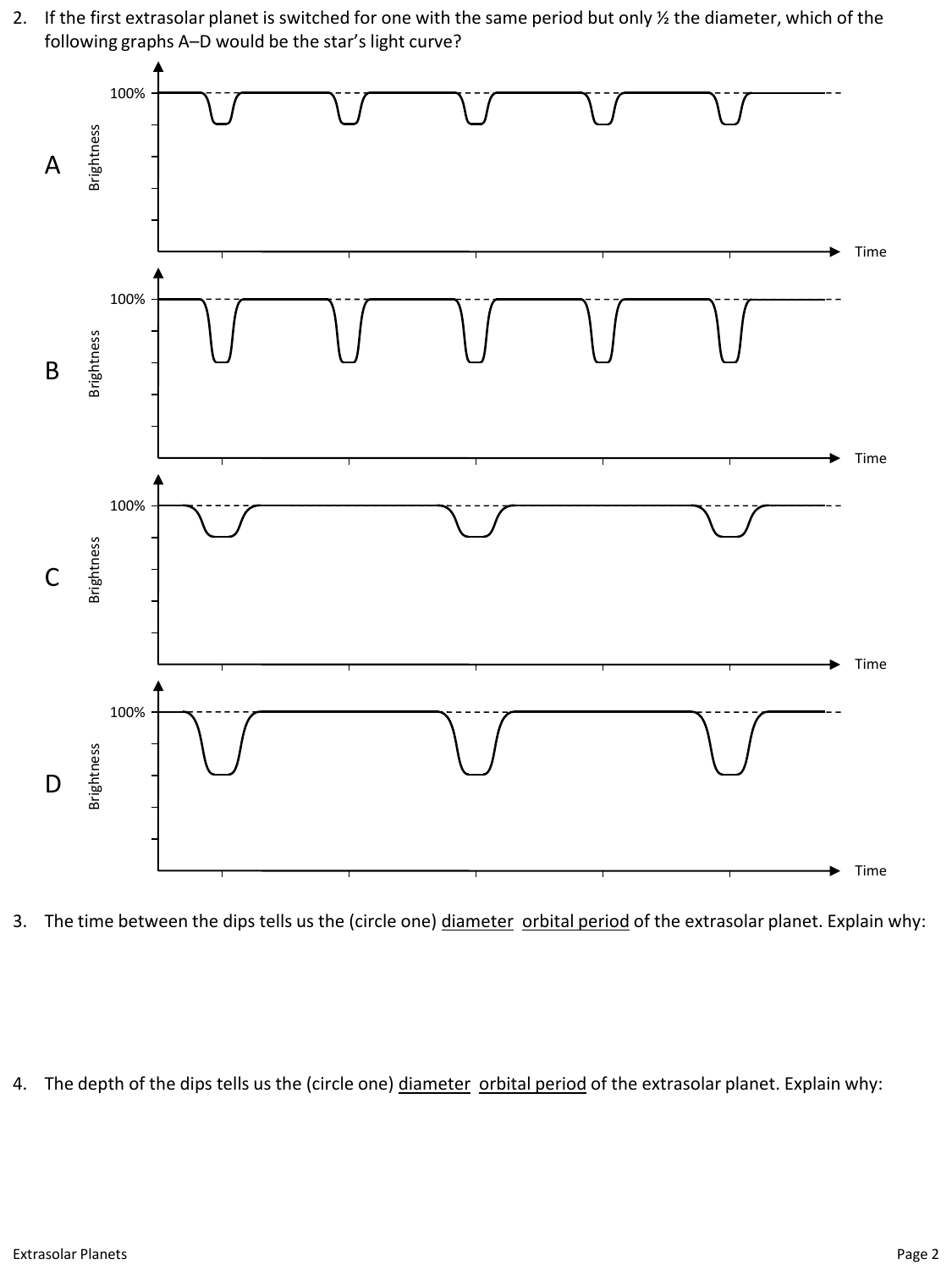2. If the first extrasolar planet is switched for one with the same period but only ½ the diameter, which of the following graphs A–D would be the star's light curve?

A

100%

Brightness

Time

B

100%

Brightness

Time

C

100%

Brightness

Time

D

100%

Brightness

Time

3. The time between the dips tells us the (circle one) diameter  orbital period of the extrasolar planet. Explain why:

4. The depth of the dips tells us the (circle one) diameter  orbital period of the extrasolar planet. Explain why: